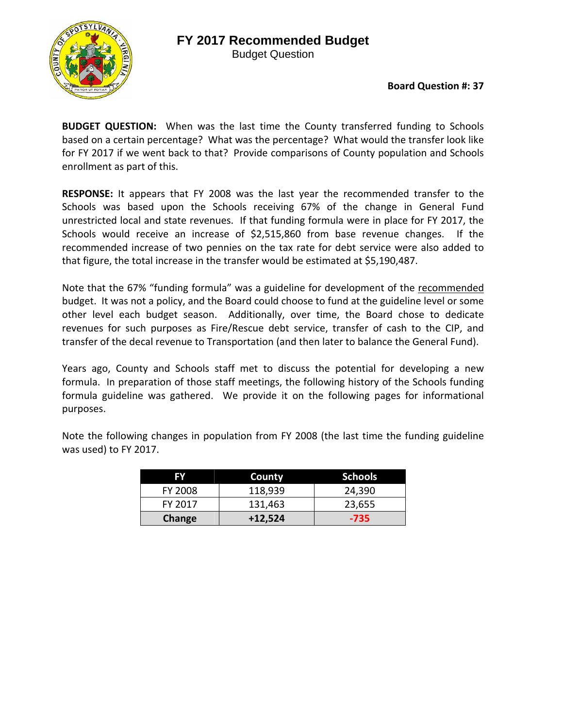# FY 2017 Recommended Budget

Budget Question

**Board Question #: 37**

**BUDGET QUESTION:** When was the last time the County transferred funding to Schools based on a certain percentage? What was the percentage? What would the transfer look like for FY 2017 if we went back to that? Provide comparisons of County population and Schools enrollment as part of this.

**RESPONSE:** It appears that FY 2008 was the last year the recommended transfer to the Schools was based upon the Schools receiving 67% of the change in General Fund unrestricted local and state revenues. If that funding formula were in place for FY 2017, the Schools would receive an increase of $2,515,860 from base revenue changes. If the recommended increase of two pennies on the tax rate for debt service were also added to that figure, the total increase in the transfer would be estimated at $5,190,487.

Note that the 67% "funding formula" was a guideline for development of the recommended budget. It was not a policy, and the Board could choose to fund at the guideline level or some other level each budget season. Additionally, over time, the Board chose to dedicate revenues for such purposes as Fire/Rescue debt service, transfer of cash to the CIP, and transfer of the decal revenue to Transportation (and then later to balance the General Fund).

Years ago, County and Schools staff met to discuss the potential for developing a new formula. In preparation of those staff meetings, the following history of the Schools funding formula guideline was gathered. We provide it on the following pages for informational purposes.

Note the following changes in population from FY 2008 (the last time the funding guideline was used) to FY 2017.

| FY | County | Schools |
|---|---|---|
| FY 2008 | 118,939 | 24,390 |
| FY 2017 | 131,463 | 23,655 |
| **Change** | **+12,524** | **-735** |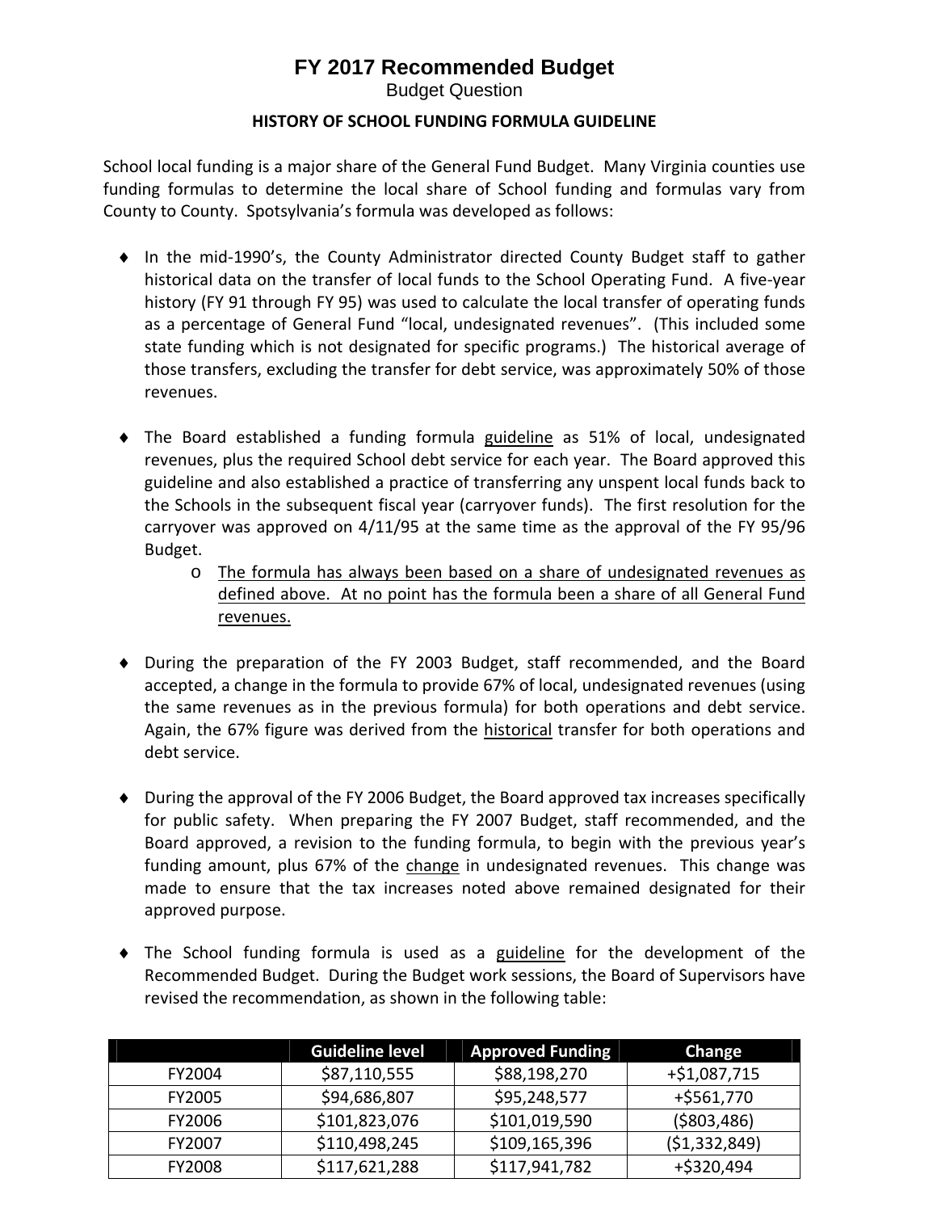# FY 2017 Recommended Budget

Budget Question

**HISTORY OF SCHOOL FUNDING FORMULA GUIDELINE**

School local funding is a major share of the General Fund Budget. Many Virginia counties use funding formulas to determine the local share of School funding and formulas vary from County to County. Spotsylvania's formula was developed as follows:

- In the mid-1990's, the County Administrator directed County Budget staff to gather historical data on the transfer of local funds to the School Operating Fund. A five-year history (FY 91 through FY 95) was used to calculate the local transfer of operating funds as a percentage of General Fund "local, undesignated revenues". (This included some state funding which is not designated for specific programs.) The historical average of those transfers, excluding the transfer for debt service, was approximately 50% of those revenues.

- The Board established a funding formula <u>guideline</u> as 51% of local, undesignated revenues, plus the required School debt service for each year. The Board approved this guideline and also established a practice of transferring any unspent local funds back to the Schools in the subsequent fiscal year (carryover funds). The first resolution for the carryover was approved on 4/11/95 at the same time as the approval of the FY 95/96 Budget.
  - <u>The formula has always been based on a share of undesignated revenues as defined above. At no point has the formula been a share of all General Fund revenues.</u>

- During the preparation of the FY 2003 Budget, staff recommended, and the Board accepted, a change in the formula to provide 67% of local, undesignated revenues (using the same revenues as in the previous formula) for both operations and debt service. Again, the 67% figure was derived from the <u>historical</u> transfer for both operations and debt service.

- During the approval of the FY 2006 Budget, the Board approved tax increases specifically for public safety. When preparing the FY 2007 Budget, staff recommended, and the Board approved, a revision to the funding formula, to begin with the previous year's funding amount, plus 67% of the <u>change</u> in undesignated revenues. This change was made to ensure that the tax increases noted above remained designated for their approved purpose.

- The School funding formula is used as a <u>guideline</u> for the development of the Recommended Budget. During the Budget work sessions, the Board of Supervisors have revised the recommendation, as shown in the following table:

| | Guideline level | Approved Funding | Change |
|---|---|---|---|
| FY2004 | $87,110,555 | $88,198,270 | +$1,087,715 |
| FY2005 | $94,686,807 | $95,248,577 | +$561,770 |
| FY2006 | $101,823,076 | $101,019,590 | ($803,486) |
| FY2007 | $110,498,245 | $109,165,396 | ($1,332,849) |
| FY2008 | $117,621,288 | $117,941,782 | +$320,494 |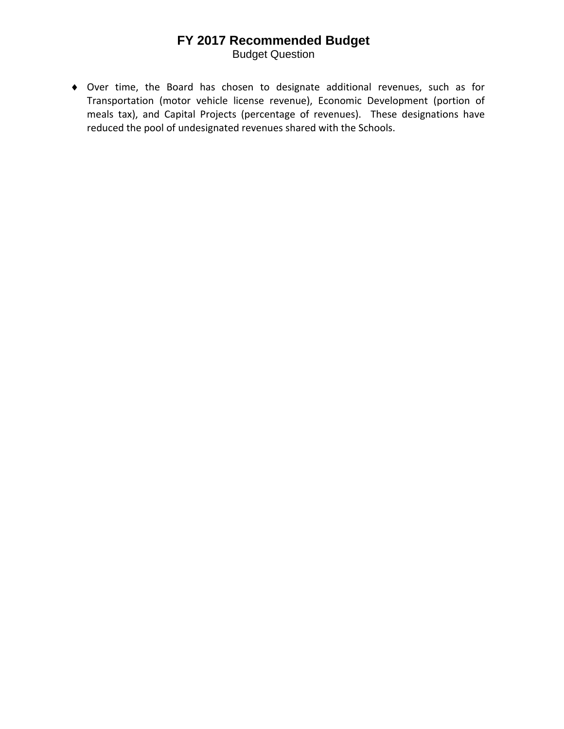- Over time, the Board has chosen to designate additional revenues, such as for Transportation (motor vehicle license revenue), Economic Development (portion of meals tax), and Capital Projects (percentage of revenues). These designations have reduced the pool of undesignated revenues shared with the Schools.